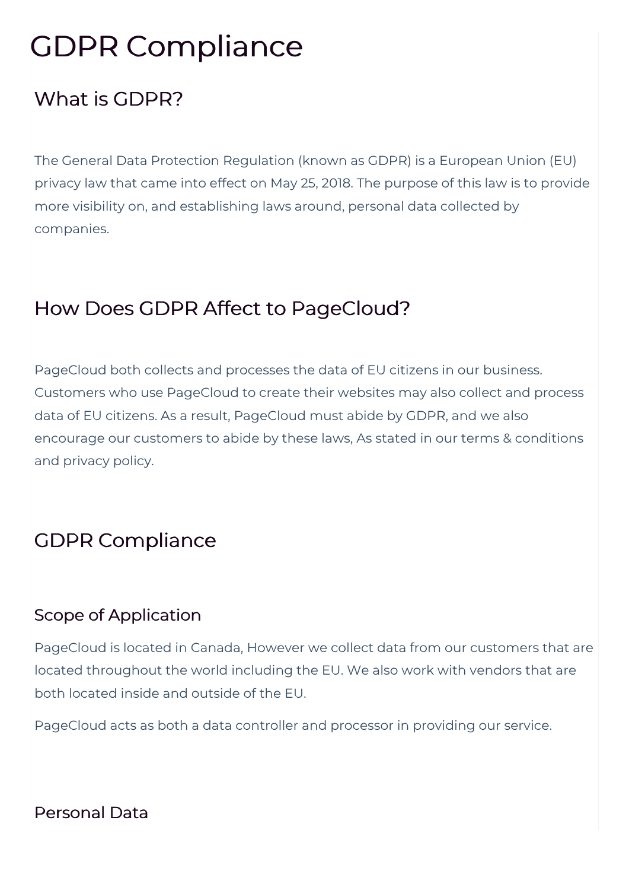# GDPR Compliance

## What is GDPR?

The General Data Protection Regulation (known as GDPR) is a European Union (EU) privacy law that came into effect on May 25, 2018. The purpose of this law is to provide more visibility on, and establishing laws around, personal data collected by companies.

## How Does GDPR Affect to PageCloud?

PageCloud both collects and processes the data of EU citizens in our business. Customers who use PageCloud to create their websites may also collect and process data of EU citizens. As a result, PageCloud must abide by GDPR, and we also encourage our customers to abide by these laws, As stated in our terms & conditions and privacy policy.

## GDPR Compliance

### Scope of Application

PageCloud is located in Canada, However we collect data from our customers that are located throughout the world including the EU. We also work with vendors that are both located inside and outside of the EU.

PageCloud acts as both a data controller and processor in providing our service.

### Personal Data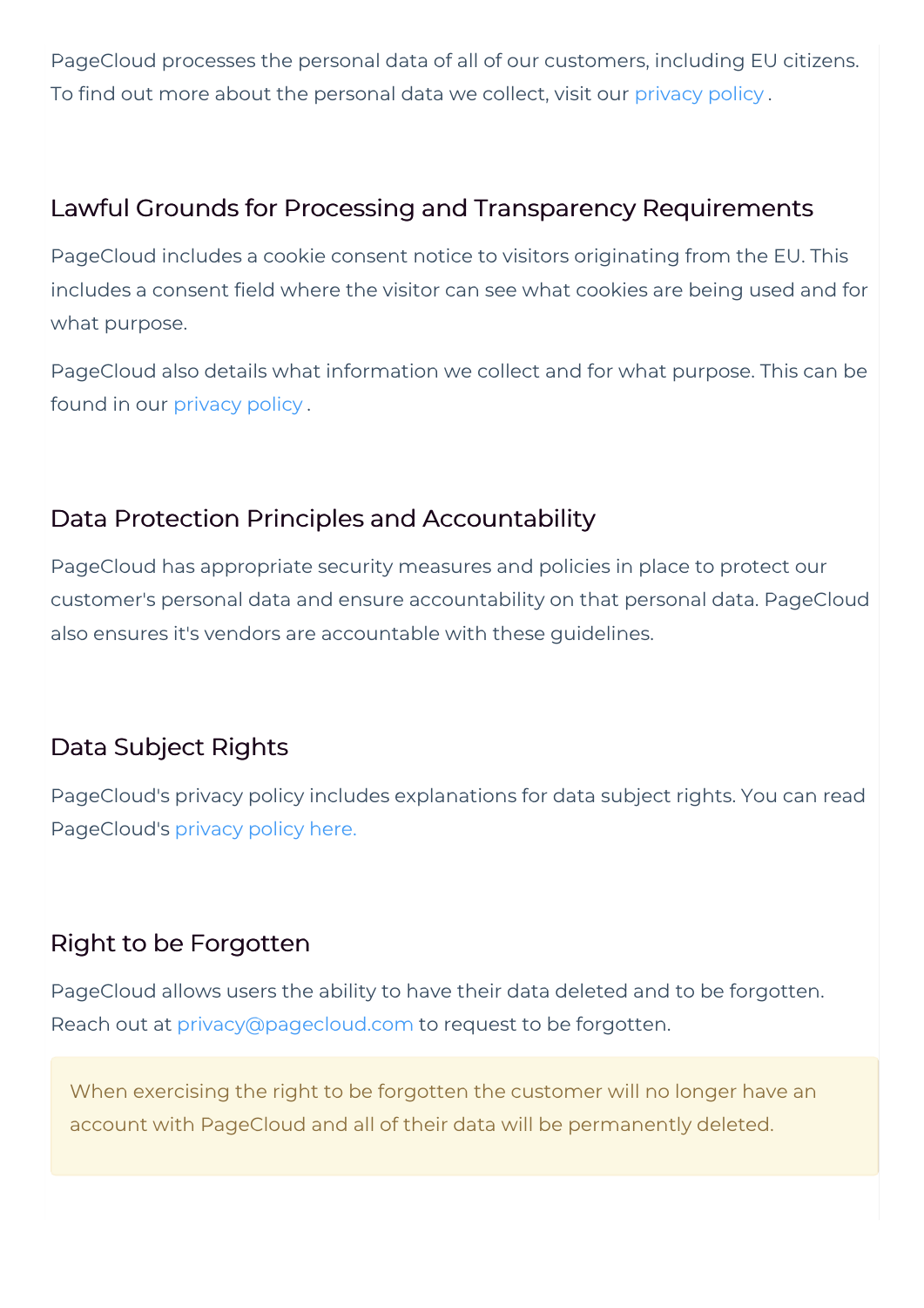PageCloud processes the personal data of all of our customers, including EU citizens. To find out more about the personal data we collect, visit our privacy policy .

## Lawful Grounds for Processing and Transparency Requirements

PageCloud includes a cookie consent notice to visitors originating from the EU. This includes a consent field where the visitor can see what cookies are being used and for what purpose.

PageCloud also details what information we collect and for what purpose. This can be found in our privacy policy .

## Data Protection Principles and Accountability

PageCloud has appropriate security measures and policies in place to protect our customer's personal data and ensure accountability on that personal data. PageCloud also ensures it's vendors are accountable with these guidelines.

## Data Subject Rights

PageCloud's privacy policy includes explanations for data subject rights. You can read PageCloud's privacy policy here.

## Right to be Forgotten

PageCloud allows users the ability to have their data deleted and to be forgotten. Reach out at privacy@pagecloud.com to request to be forgotten.

> When exercising the right to be forgotten the customer will no longer have an account with PageCloud and all of their data will be permanently deleted.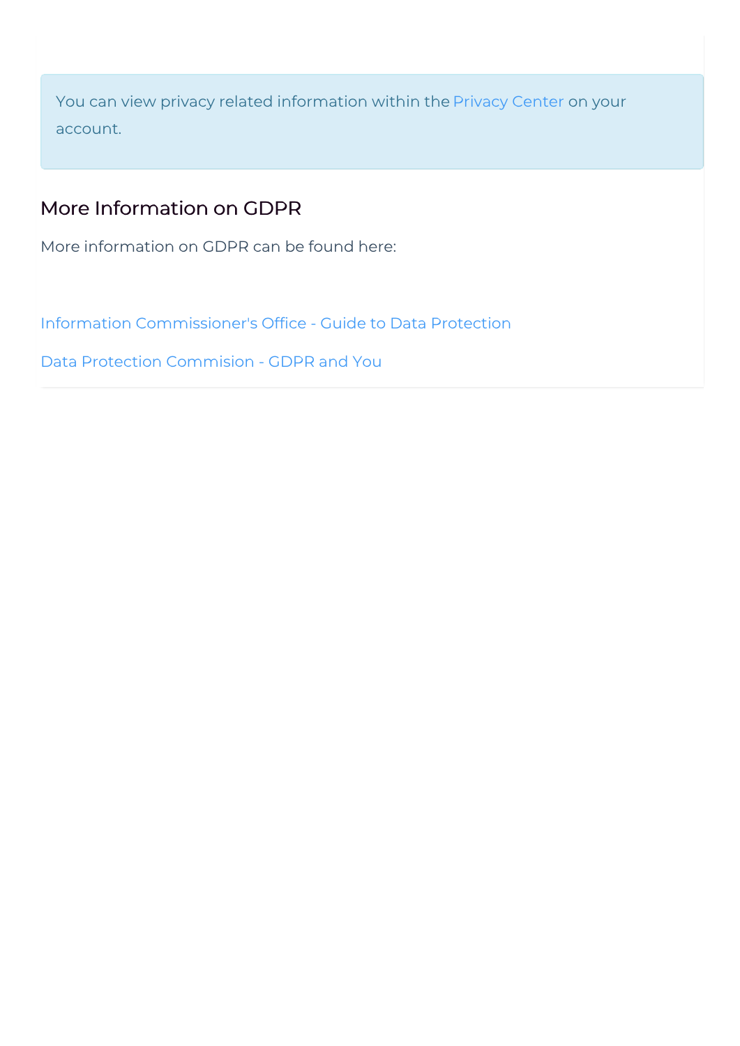You can view privacy related information within the Privacy Center on your account.

## More Information on GDPR

More information on GDPR can be found here:

Information Commissioner's Office - Guide to Data Protection

Data Protection Commision - GDPR and You